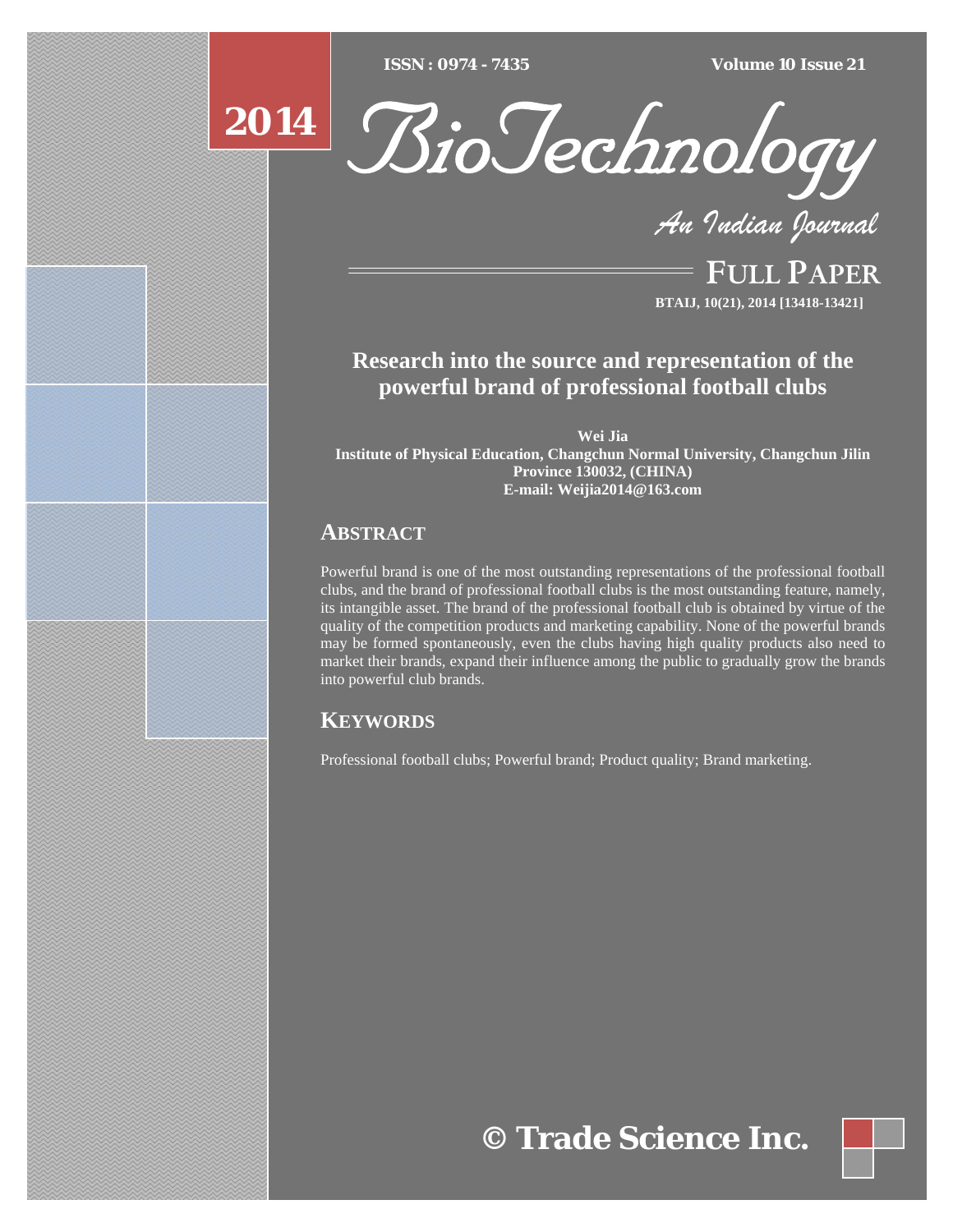# Research into the source and representation of the powerful brand of professional football clubs

**Wei Jia**

**Institute of Physical Education, Changchun Normal University, Changchun Jilin Province 130032, (CHINA)**

**E-mail: Weijia2014@163.com**

## ABSTRACT

Powerful brand is one of the most outstanding representations of the professional football clubs, and the brand of professional football clubs is the most outstanding feature, namely, its intangible asset. The brand of the professional football club is obtained by virtue of the quality of the competition products and marketing capability. None of the powerful brands may be formed spontaneously, even the clubs having high quality products also need to market their brands, expand their influence among the public to gradually grow the brands into powerful club brands.

## KEYWORDS

Professional football clubs; Powerful brand; Product quality; Brand marketing.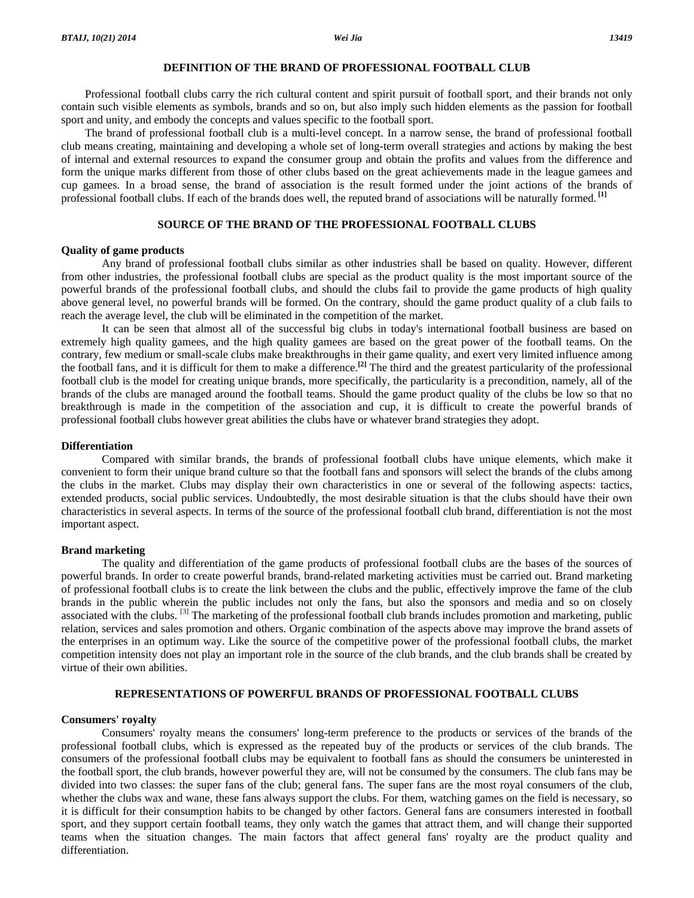## DEFINITION OF THE BRAND OF PROFESSIONAL FOOTBALL CLUB

Professional football clubs carry the rich cultural content and spirit pursuit of football sport, and their brands not only contain such visible elements as symbols, brands and so on, but also imply such hidden elements as the passion for football sport and unity, and embody the concepts and values specific to the football sport.

The brand of professional football club is a multi-level concept. In a narrow sense, the brand of professional football club means creating, maintaining and developing a whole set of long-term overall strategies and actions by making the best of internal and external resources to expand the consumer group and obtain the profits and values from the difference and form the unique marks different from those of other clubs based on the great achievements made in the league gamees and cup gamees. In a broad sense, the brand of association is the result formed under the joint actions of the brands of professional football clubs. If each of the brands does well, the reputed brand of associations will be naturally formed. [1]

## SOURCE OF THE BRAND OF THE PROFESSIONAL FOOTBALL CLUBS

### Quality of game products

Any brand of professional football clubs similar as other industries shall be based on quality. However, different from other industries, the professional football clubs are special as the product quality is the most important source of the powerful brands of the professional football clubs, and should the clubs fail to provide the game products of high quality above general level, no powerful brands will be formed. On the contrary, should the game product quality of a club fails to reach the average level, the club will be eliminated in the competition of the market.

It can be seen that almost all of the successful big clubs in today's international football business are based on extremely high quality gamees, and the high quality gamees are based on the great power of the football teams. On the contrary, few medium or small-scale clubs make breakthroughs in their game quality, and exert very limited influence among the football fans, and it is difficult for them to make a difference.[2] The third and the greatest particularity of the professional football club is the model for creating unique brands, more specifically, the particularity is a precondition, namely, all of the brands of the clubs are managed around the football teams. Should the game product quality of the clubs be low so that no breakthrough is made in the competition of the association and cup, it is difficult to create the powerful brands of professional football clubs however great abilities the clubs have or whatever brand strategies they adopt.

### Differentiation

Compared with similar brands, the brands of professional football clubs have unique elements, which make it convenient to form their unique brand culture so that the football fans and sponsors will select the brands of the clubs among the clubs in the market. Clubs may display their own characteristics in one or several of the following aspects: tactics, extended products, social public services. Undoubtedly, the most desirable situation is that the clubs should have their own characteristics in several aspects. In terms of the source of the professional football club brand, differentiation is not the most important aspect.

### Brand marketing

The quality and differentiation of the game products of professional football clubs are the bases of the sources of powerful brands. In order to create powerful brands, brand-related marketing activities must be carried out. Brand marketing of professional football clubs is to create the link between the clubs and the public, effectively improve the fame of the club brands in the public wherein the public includes not only the fans, but also the sponsors and media and so on closely associated with the clubs. [3] The marketing of the professional football club brands includes promotion and marketing, public relation, services and sales promotion and others. Organic combination of the aspects above may improve the brand assets of the enterprises in an optimum way. Like the source of the competitive power of the professional football clubs, the market competition intensity does not play an important role in the source of the club brands, and the club brands shall be created by virtue of their own abilities.

## REPRESENTATIONS OF POWERFUL BRANDS OF PROFESSIONAL FOOTBALL CLUBS

### Consumers' royalty

Consumers' royalty means the consumers' long-term preference to the products or services of the brands of the professional football clubs, which is expressed as the repeated buy of the products or services of the club brands. The consumers of the professional football clubs may be equivalent to football fans as should the consumers be uninterested in the football sport, the club brands, however powerful they are, will not be consumed by the consumers. The club fans may be divided into two classes: the super fans of the club; general fans. The super fans are the most royal consumers of the club, whether the clubs wax and wane, these fans always support the clubs. For them, watching games on the field is necessary, so it is difficult for their consumption habits to be changed by other factors. General fans are consumers interested in football sport, and they support certain football teams, they only watch the games that attract them, and will change their supported teams when the situation changes. The main factors that affect general fans' royalty are the product quality and differentiation.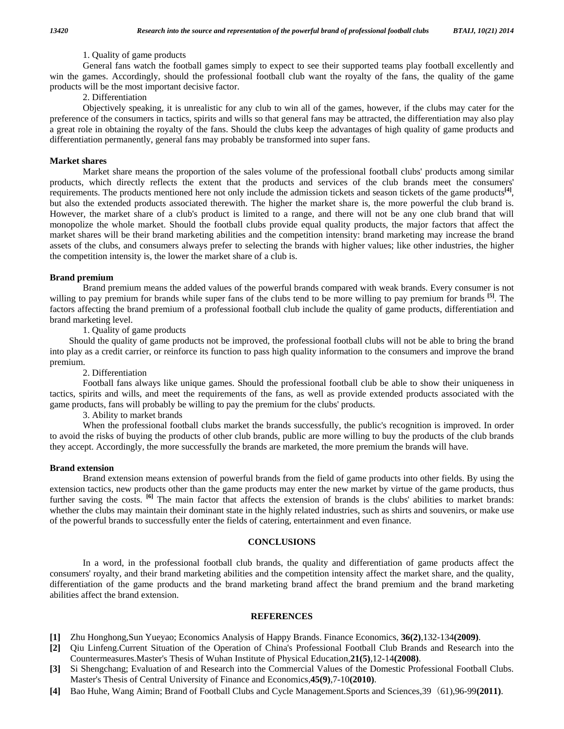1. Quality of game products

General fans watch the football games simply to expect to see their supported teams play football excellently and win the games. Accordingly, should the professional football club want the royalty of the fans, the quality of the game products will be the most important decisive factor.

2. Differentiation

Objectively speaking, it is unrealistic for any club to win all of the games, however, if the clubs may cater for the preference of the consumers in tactics, spirits and wills so that general fans may be attracted, the differentiation may also play a great role in obtaining the royalty of the fans. Should the clubs keep the advantages of high quality of game products and differentiation permanently, general fans may probably be transformed into super fans.

### Market shares

Market share means the proportion of the sales volume of the professional football clubs' products among similar products, which directly reflects the extent that the products and services of the club brands meet the consumers' requirements. The products mentioned here not only include the admission tickets and season tickets of the game products[4], but also the extended products associated therewith. The higher the market share is, the more powerful the club brand is. However, the market share of a club's product is limited to a range, and there will not be any one club brand that will monopolize the whole market. Should the football clubs provide equal quality products, the major factors that affect the market shares will be their brand marketing abilities and the competition intensity: brand marketing may increase the brand assets of the clubs, and consumers always prefer to selecting the brands with higher values; like other industries, the higher the competition intensity is, the lower the market share of a club is.

### Brand premium

Brand premium means the added values of the powerful brands compared with weak brands. Every consumer is not willing to pay premium for brands while super fans of the clubs tend to be more willing to pay premium for brands [5]. The factors affecting the brand premium of a professional football club include the quality of game products, differentiation and brand marketing level.

1. Quality of game products

Should the quality of game products not be improved, the professional football clubs will not be able to bring the brand into play as a credit carrier, or reinforce its function to pass high quality information to the consumers and improve the brand premium.

2. Differentiation

Football fans always like unique games. Should the professional football club be able to show their uniqueness in tactics, spirits and wills, and meet the requirements of the fans, as well as provide extended products associated with the game products, fans will probably be willing to pay the premium for the clubs' products.

3. Ability to market brands

When the professional football clubs market the brands successfully, the public's recognition is improved. In order to avoid the risks of buying the products of other club brands, public are more willing to buy the products of the club brands they accept. Accordingly, the more successfully the brands are marketed, the more premium the brands will have.

### Brand extension

Brand extension means extension of powerful brands from the field of game products into other fields. By using the extension tactics, new products other than the game products may enter the new market by virtue of the game products, thus further saving the costs. [6] The main factor that affects the extension of brands is the clubs' abilities to market brands: whether the clubs may maintain their dominant state in the highly related industries, such as shirts and souvenirs, or make use of the powerful brands to successfully enter the fields of catering, entertainment and even finance.

## CONCLUSIONS

In a word, in the professional football club brands, the quality and differentiation of game products affect the consumers' royalty, and their brand marketing abilities and the competition intensity affect the market share, and the quality, differentiation of the game products and the brand marketing brand affect the brand premium and the brand marketing abilities affect the brand extension.

## REFERENCES

- **[1]** Zhu Honghong,Sun Yueyao; Economics Analysis of Happy Brands. Finance Economics, **36(2)**,132-134**(2009)**.
- **[2]** Qiu Linfeng.Current Situation of the Operation of China's Professional Football Club Brands and Research into the Countermeasures.Master's Thesis of Wuhan Institute of Physical Education,**21(5)**,12-14**(2008)**.
- **[3]** Si Shengchang; Evaluation of and Research into the Commercial Values of the Domestic Professional Football Clubs. Master's Thesis of Central University of Finance and Economics,**45(9)**,7-10**(2010)**.
- **[4]** Bao Huhe, Wang Aimin; Brand of Football Clubs and Cycle Management.Sports and Sciences,39（61),96-99**(2011)**.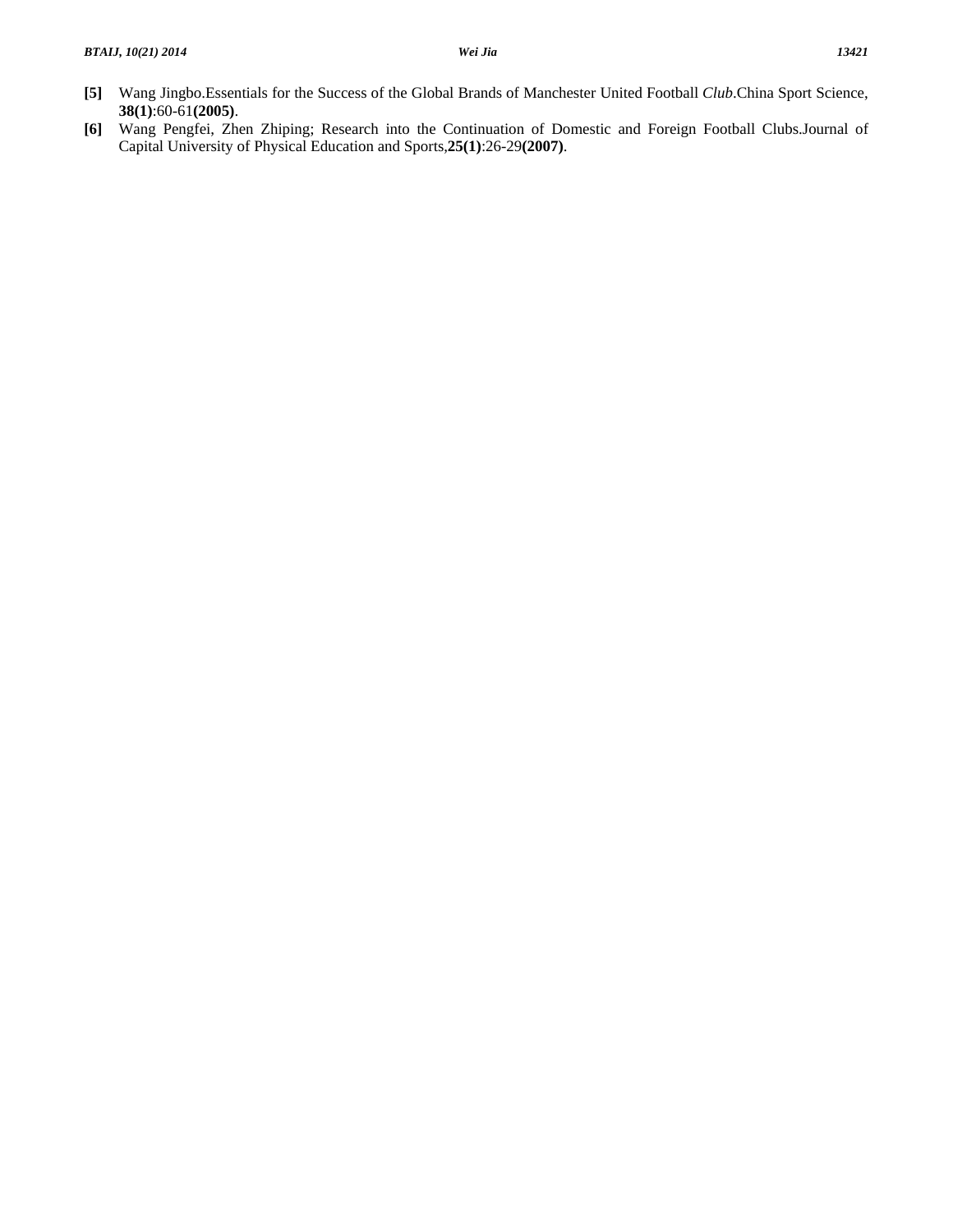[5] Wang Jingbo.Essentials for the Success of the Global Brands of Manchester United Football *Club*.China Sport Science, **38(1)**:60-61**(2005)**.

[6] Wang Pengfei, Zhen Zhiping; Research into the Continuation of Domestic and Foreign Football Clubs.Journal of Capital University of Physical Education and Sports,**25(1)**:26-29**(2007)**.